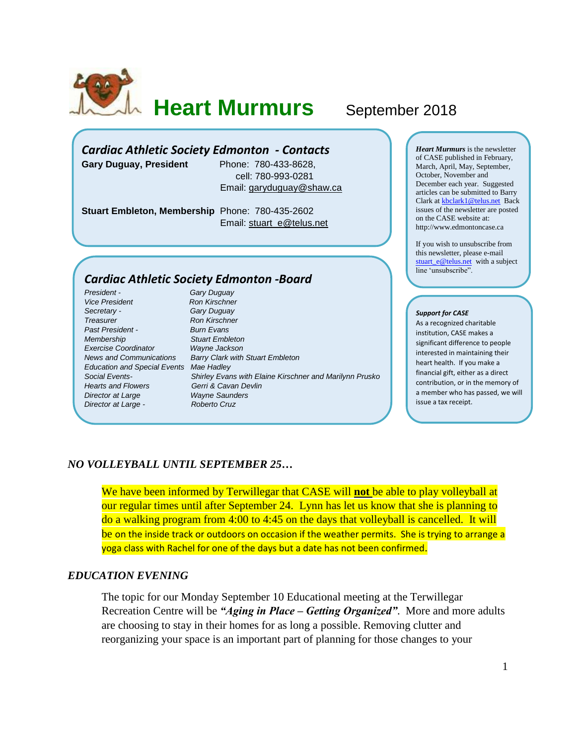# Heart Murmurs September 2018

## Cardiac Athletic Society Edmonton - Contacts

**Gary Duguay, President** Phone: 780-433-8628, cell: 780-993-0281 Email: garyduguay@shaw.ca

**Stuart Embleton, Membership** Phone: 780-435-2602 Email: stuart_e@telus.net

## Cardiac Athletic Society Edmonton -Board

| | |
|---|---|
| *President -* | *Gary Duguay* |
| *Vice President* | *Ron Kirschner* |
| *Secretary -* | *Gary Duguay* |
| *Treasurer* | *Ron Kirschner* |
| *Past President -* | *Burn Evans* |
| *Membership* | *Stuart Embleton* |
| *Exercise Coordinator* | *Wayne Jackson* |
| *News and Communications* | *Barry Clark with Stuart Embleton* |
| *Education and Special Events* | *Mae Hadley* |
| *Social Events-* | *Shirley Evans with Elaine Kirschner and Marilynn Prusko* |
| *Hearts and Flowers* | *Gerri & Cavan Devlin* |
| *Director at Large* | *Wayne Saunders* |
| *Director at Large -* | *Roberto Cruz* |

***Heart Murmurs*** is the newsletter of CASE published in February, March, April, May, September, October, November and December each year. Suggested articles can be submitted to Barry Clark at kbclark1@telus.net Back issues of the newsletter are posted on the CASE website at: http://www.edmontoncase.ca

If you wish to unsubscribe from this newsletter, please e-mail stuart_e@telus.net with a subject line 'unsubscribe".

***Support for CASE***

As a recognized charitable institution, CASE makes a significant difference to people interested in maintaining their heart health. If you make a financial gift, either as a direct contribution, or in the memory of a member who has passed, we will issue a tax receipt.

### *NO VOLLEYBALL UNTIL SEPTEMBER 25…*

We have been informed by Terwillegar that CASE will **not** be able to play volleyball at our regular times until after September 24. Lynn has let us know that she is planning to do a walking program from 4:00 to 4:45 on the days that volleyball is cancelled. It will be on the inside track or outdoors on occasion if the weather permits. She is trying to arrange a yoga class with Rachel for one of the days but a date has not been confirmed.

### *EDUCATION EVENING*

The topic for our Monday September 10 Educational meeting at the Terwillegar Recreation Centre will be ***"Aging in Place – Getting Organized"***. More and more adults are choosing to stay in their homes for as long a possible. Removing clutter and reorganizing your space is an important part of planning for those changes to your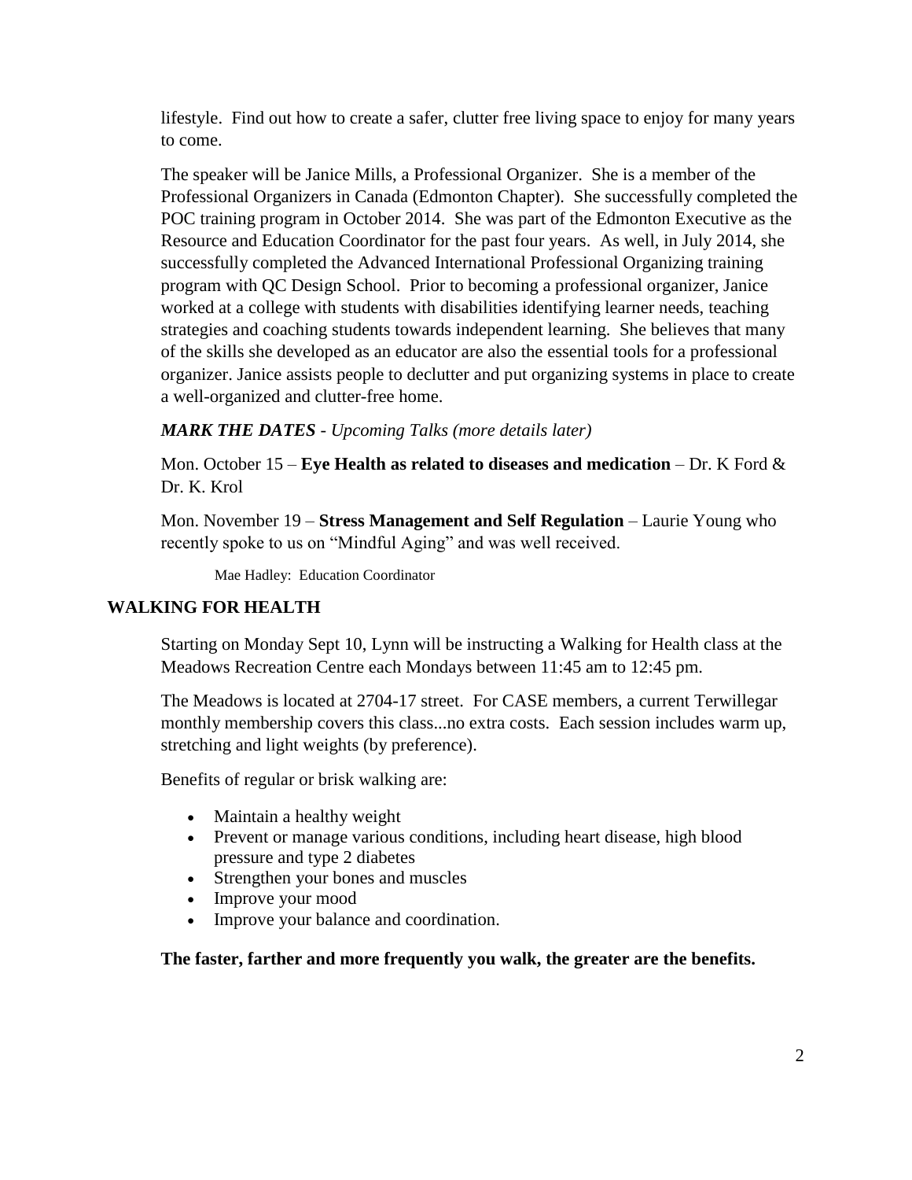lifestyle. Find out how to create a safer, clutter free living space to enjoy for many years to come.

The speaker will be Janice Mills, a Professional Organizer. She is a member of the Professional Organizers in Canada (Edmonton Chapter). She successfully completed the POC training program in October 2014. She was part of the Edmonton Executive as the Resource and Education Coordinator for the past four years. As well, in July 2014, she successfully completed the Advanced International Professional Organizing training program with QC Design School. Prior to becoming a professional organizer, Janice worked at a college with students with disabilities identifying learner needs, teaching strategies and coaching students towards independent learning. She believes that many of the skills she developed as an educator are also the essential tools for a professional organizer. Janice assists people to declutter and put organizing systems in place to create a well-organized and clutter-free home.

***MARK THE DATES** - Upcoming Talks (more details later)*

Mon. October 15 – **Eye Health as related to diseases and medication** – Dr. K Ford & Dr. K. Krol

Mon. November 19 – **Stress Management and Self Regulation** – Laurie Young who recently spoke to us on "Mindful Aging" and was well received.

Mae Hadley: Education Coordinator

## WALKING FOR HEALTH

Starting on Monday Sept 10, Lynn will be instructing a Walking for Health class at the Meadows Recreation Centre each Mondays between 11:45 am to 12:45 pm.

The Meadows is located at 2704-17 street. For CASE members, a current Terwillegar monthly membership covers this class...no extra costs. Each session includes warm up, stretching and light weights (by preference).

Benefits of regular or brisk walking are:

- Maintain a healthy weight
- Prevent or manage various conditions, including heart disease, high blood pressure and type 2 diabetes
- Strengthen your bones and muscles
- Improve your mood
- Improve your balance and coordination.

**The faster, farther and more frequently you walk, the greater are the benefits.**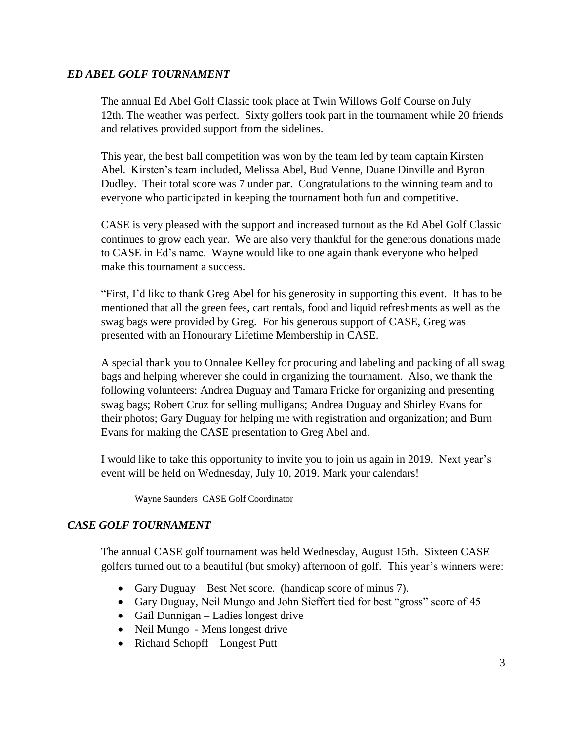### *ED ABEL GOLF TOURNAMENT*

The annual Ed Abel Golf Classic took place at Twin Willows Golf Course on July 12th. The weather was perfect. Sixty golfers took part in the tournament while 20 friends and relatives provided support from the sidelines.

This year, the best ball competition was won by the team led by team captain Kirsten Abel. Kirsten's team included, Melissa Abel, Bud Venne, Duane Dinville and Byron Dudley. Their total score was 7 under par. Congratulations to the winning team and to everyone who participated in keeping the tournament both fun and competitive.

CASE is very pleased with the support and increased turnout as the Ed Abel Golf Classic continues to grow each year. We are also very thankful for the generous donations made to CASE in Ed's name. Wayne would like to one again thank everyone who helped make this tournament a success.

"First, I'd like to thank Greg Abel for his generosity in supporting this event. It has to be mentioned that all the green fees, cart rentals, food and liquid refreshments as well as the swag bags were provided by Greg. For his generous support of CASE, Greg was presented with an Honourary Lifetime Membership in CASE.

A special thank you to Onnalee Kelley for procuring and labeling and packing of all swag bags and helping wherever she could in organizing the tournament. Also, we thank the following volunteers: Andrea Duguay and Tamara Fricke for organizing and presenting swag bags; Robert Cruz for selling mulligans; Andrea Duguay and Shirley Evans for their photos; Gary Duguay for helping me with registration and organization; and Burn Evans for making the CASE presentation to Greg Abel and.

I would like to take this opportunity to invite you to join us again in 2019. Next year's event will be held on Wednesday, July 10, 2019. Mark your calendars!

Wayne Saunders CASE Golf Coordinator

### *CASE GOLF TOURNAMENT*

The annual CASE golf tournament was held Wednesday, August 15th. Sixteen CASE golfers turned out to a beautiful (but smoky) afternoon of golf. This year's winners were:

- Gary Duguay – Best Net score. (handicap score of minus 7).
- Gary Duguay, Neil Mungo and John Sieffert tied for best "gross" score of 45
- Gail Dunnigan – Ladies longest drive
- Neil Mungo - Mens longest drive
- Richard Schopff – Longest Putt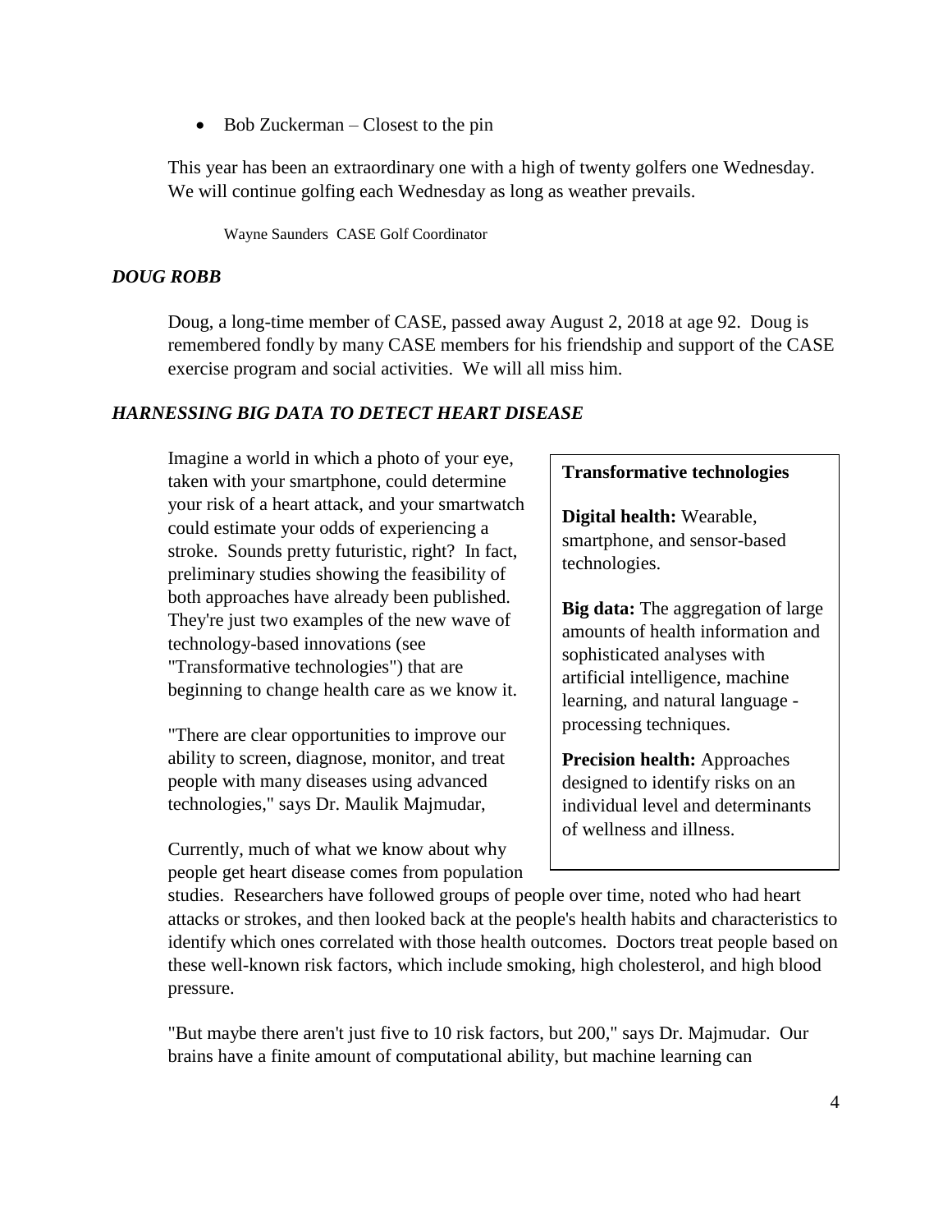- Bob Zuckerman – Closest to the pin

This year has been an extraordinary one with a high of twenty golfers one Wednesday. We will continue golfing each Wednesday as long as weather prevails.

Wayne Saunders CASE Golf Coordinator

### *DOUG ROBB*

Doug, a long-time member of CASE, passed away August 2, 2018 at age 92. Doug is remembered fondly by many CASE members for his friendship and support of the CASE exercise program and social activities. We will all miss him.

### *HARNESSING BIG DATA TO DETECT HEART DISEASE*

Imagine a world in which a photo of your eye, taken with your smartphone, could determine your risk of a heart attack, and your smartwatch could estimate your odds of experiencing a stroke. Sounds pretty futuristic, right? In fact, preliminary studies showing the feasibility of both approaches have already been published. They're just two examples of the new wave of technology-based innovations (see "Transformative technologies") that are beginning to change health care as we know it.

"There are clear opportunities to improve our ability to screen, diagnose, monitor, and treat people with many diseases using advanced technologies," says Dr. Maulik Majmudar,

Currently, much of what we know about why people get heart disease comes from population studies. Researchers have followed groups of people over time, noted who had heart attacks or strokes, and then looked back at the people's health habits and characteristics to identify which ones correlated with those health outcomes. Doctors treat people based on these well-known risk factors, which include smoking, high cholesterol, and high blood pressure.

"But maybe there aren't just five to 10 risk factors, but 200," says Dr. Majmudar. Our brains have a finite amount of computational ability, but machine learning can

> **Transformative technologies**
>
> **Digital health:** Wearable, smartphone, and sensor-based technologies.
>
> **Big data:** The aggregation of large amounts of health information and sophisticated analyses with artificial intelligence, machine learning, and natural language - processing techniques.
>
> **Precision health:** Approaches designed to identify risks on an individual level and determinants of wellness and illness.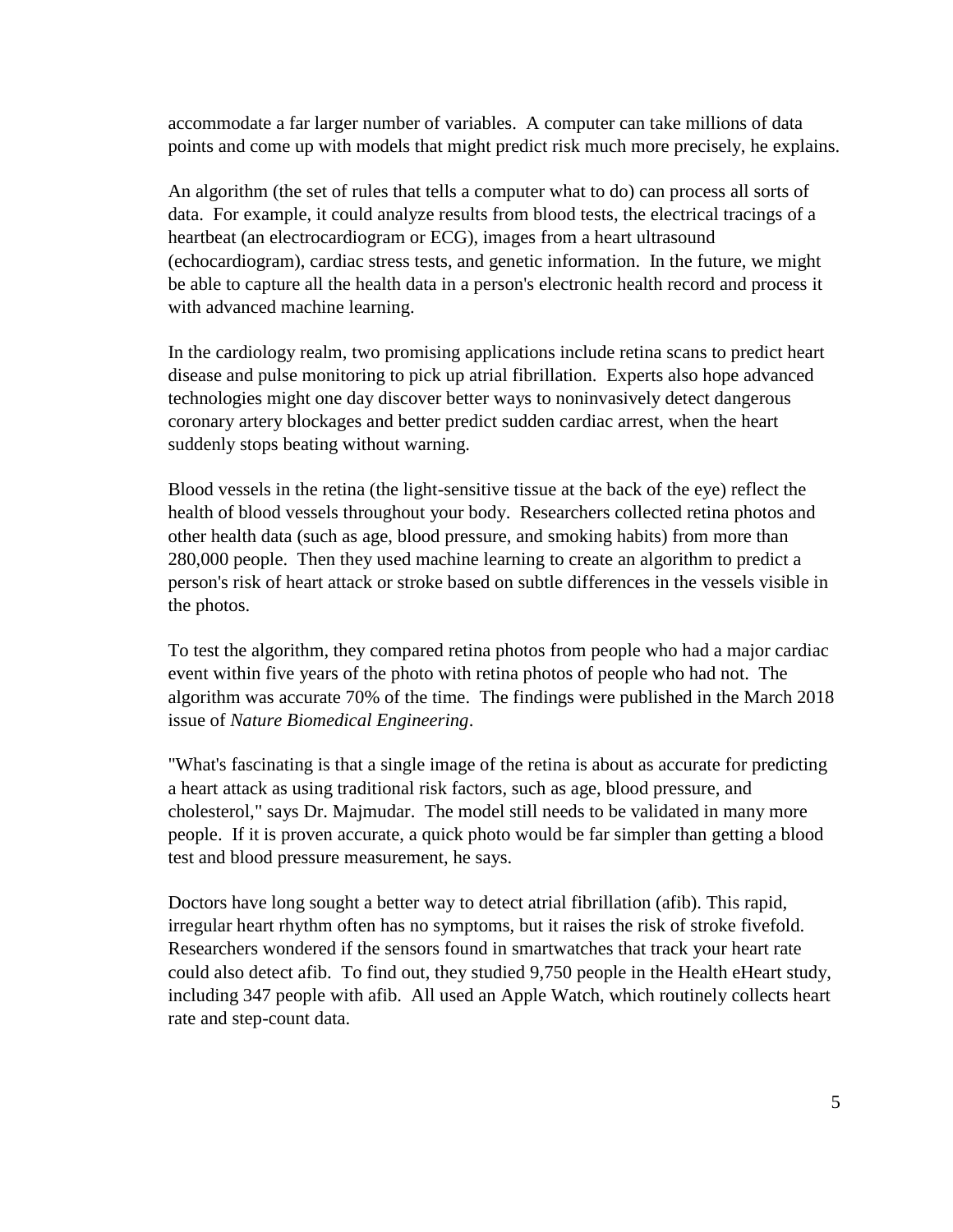accommodate a far larger number of variables. A computer can take millions of data points and come up with models that might predict risk much more precisely, he explains.

An algorithm (the set of rules that tells a computer what to do) can process all sorts of data. For example, it could analyze results from blood tests, the electrical tracings of a heartbeat (an electrocardiogram or ECG), images from a heart ultrasound (echocardiogram), cardiac stress tests, and genetic information. In the future, we might be able to capture all the health data in a person's electronic health record and process it with advanced machine learning.

In the cardiology realm, two promising applications include retina scans to predict heart disease and pulse monitoring to pick up atrial fibrillation. Experts also hope advanced technologies might one day discover better ways to noninvasively detect dangerous coronary artery blockages and better predict sudden cardiac arrest, when the heart suddenly stops beating without warning.

Blood vessels in the retina (the light-sensitive tissue at the back of the eye) reflect the health of blood vessels throughout your body. Researchers collected retina photos and other health data (such as age, blood pressure, and smoking habits) from more than 280,000 people. Then they used machine learning to create an algorithm to predict a person's risk of heart attack or stroke based on subtle differences in the vessels visible in the photos.

To test the algorithm, they compared retina photos from people who had a major cardiac event within five years of the photo with retina photos of people who had not. The algorithm was accurate 70% of the time. The findings were published in the March 2018 issue of *Nature Biomedical Engineering*.

"What's fascinating is that a single image of the retina is about as accurate for predicting a heart attack as using traditional risk factors, such as age, blood pressure, and cholesterol," says Dr. Majmudar. The model still needs to be validated in many more people. If it is proven accurate, a quick photo would be far simpler than getting a blood test and blood pressure measurement, he says.

Doctors have long sought a better way to detect atrial fibrillation (afib). This rapid, irregular heart rhythm often has no symptoms, but it raises the risk of stroke fivefold. Researchers wondered if the sensors found in smartwatches that track your heart rate could also detect afib. To find out, they studied 9,750 people in the Health eHeart study, including 347 people with afib. All used an Apple Watch, which routinely collects heart rate and step-count data.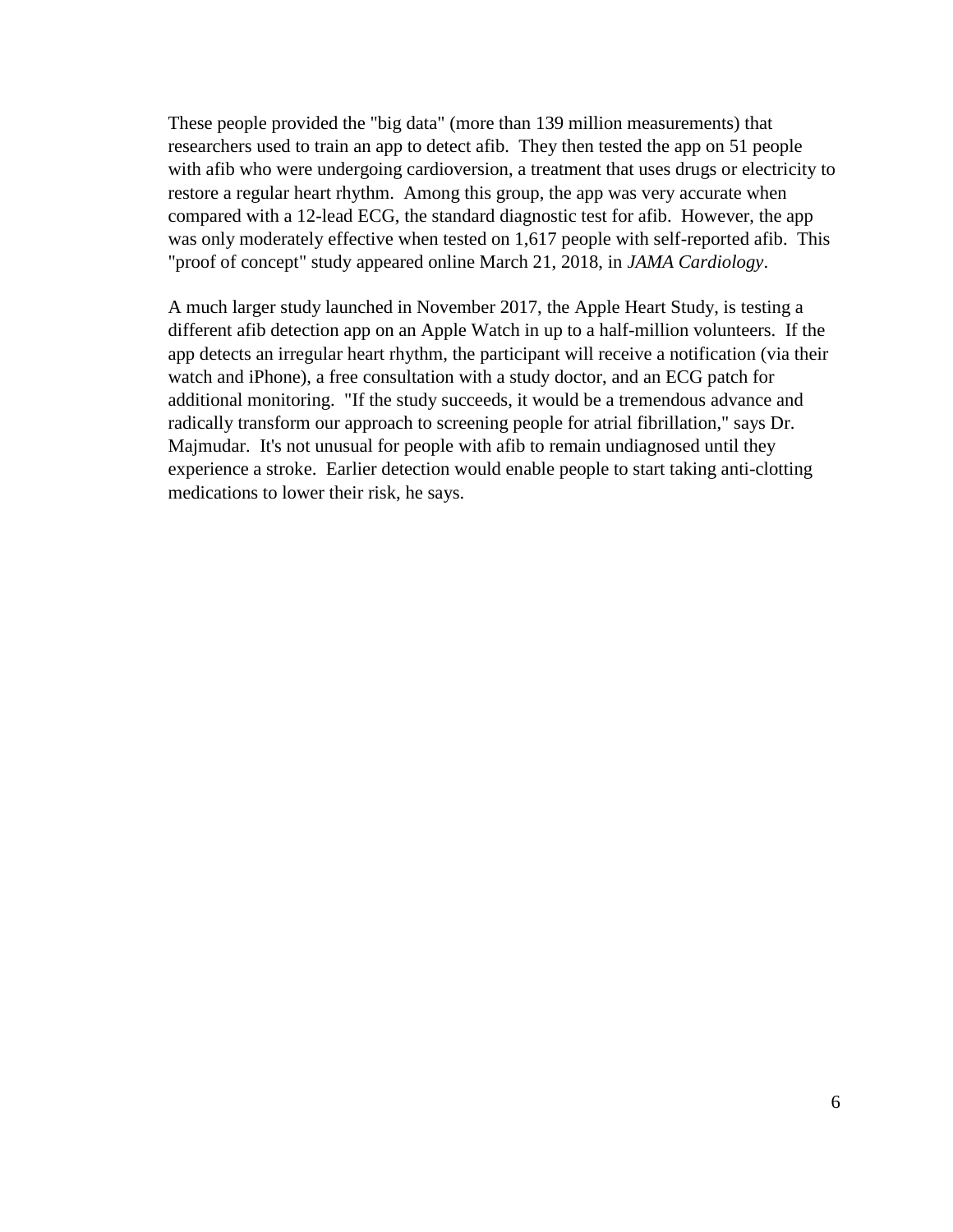These people provided the "big data" (more than 139 million measurements) that researchers used to train an app to detect afib. They then tested the app on 51 people with afib who were undergoing cardioversion, a treatment that uses drugs or electricity to restore a regular heart rhythm. Among this group, the app was very accurate when compared with a 12-lead ECG, the standard diagnostic test for afib. However, the app was only moderately effective when tested on 1,617 people with self-reported afib. This "proof of concept" study appeared online March 21, 2018, in *JAMA Cardiology*.

A much larger study launched in November 2017, the Apple Heart Study, is testing a different afib detection app on an Apple Watch in up to a half-million volunteers. If the app detects an irregular heart rhythm, the participant will receive a notification (via their watch and iPhone), a free consultation with a study doctor, and an ECG patch for additional monitoring. "If the study succeeds, it would be a tremendous advance and radically transform our approach to screening people for atrial fibrillation," says Dr. Majmudar. It's not unusual for people with afib to remain undiagnosed until they experience a stroke. Earlier detection would enable people to start taking anti-clotting medications to lower their risk, he says.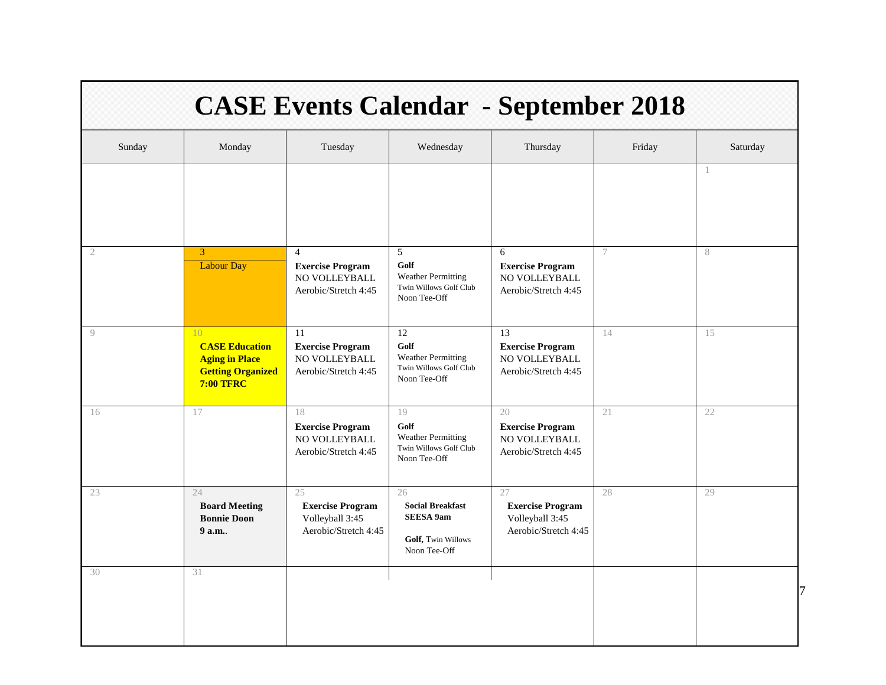# CASE Events Calendar - September 2018

| Sunday | Monday | Tuesday | Wednesday | Thursday | Friday | Saturday |
|---|---|---|---|---|---|---|
| | | | | | | 1 |
| 2 | 3<br>Labour Day | 4<br>**Exercise Program**<br>NO VOLLEYBALL<br>Aerobic/Stretch 4:45 | 5<br>**Golf**<br>Weather Permitting<br>Twin Willows Golf Club<br>Noon Tee-Off | 6<br>**Exercise Program**<br>NO VOLLEYBALL<br>Aerobic/Stretch 4:45 | 7 | 8 |
| 9 | 10<br>**CASE Education**<br>**Aging in Place**<br>**Getting Organized**<br>**7:00 TFRC** | 11<br>**Exercise Program**<br>NO VOLLEYBALL<br>Aerobic/Stretch 4:45 | 12<br>**Golf**<br>Weather Permitting<br>Twin Willows Golf Club<br>Noon Tee-Off | 13<br>**Exercise Program**<br>NO VOLLEYBALL<br>Aerobic/Stretch 4:45 | 14 | 15 |
| 16 | 17 | 18<br>**Exercise Program**<br>NO VOLLEYBALL<br>Aerobic/Stretch 4:45 | 19<br>**Golf**<br>Weather Permitting<br>Twin Willows Golf Club<br>Noon Tee-Off | 20<br>**Exercise Program**<br>NO VOLLEYBALL<br>Aerobic/Stretch 4:45 | 21 | 22 |
| 23 | 24<br>**Board Meeting**<br>**Bonnie Doon**<br>**9 a.m.**. | 25<br>**Exercise Program**<br>Volleyball 3:45<br>Aerobic/Stretch 4:45 | 26<br>**Social Breakfast**<br>**SEESA 9am**<br><br>**Golf,** Twin Willows<br>Noon Tee-Off | 27<br>**Exercise Program**<br>Volleyball 3:45<br>Aerobic/Stretch 4:45 | 28 | 29 |
| 30 | 31 | | | | | |